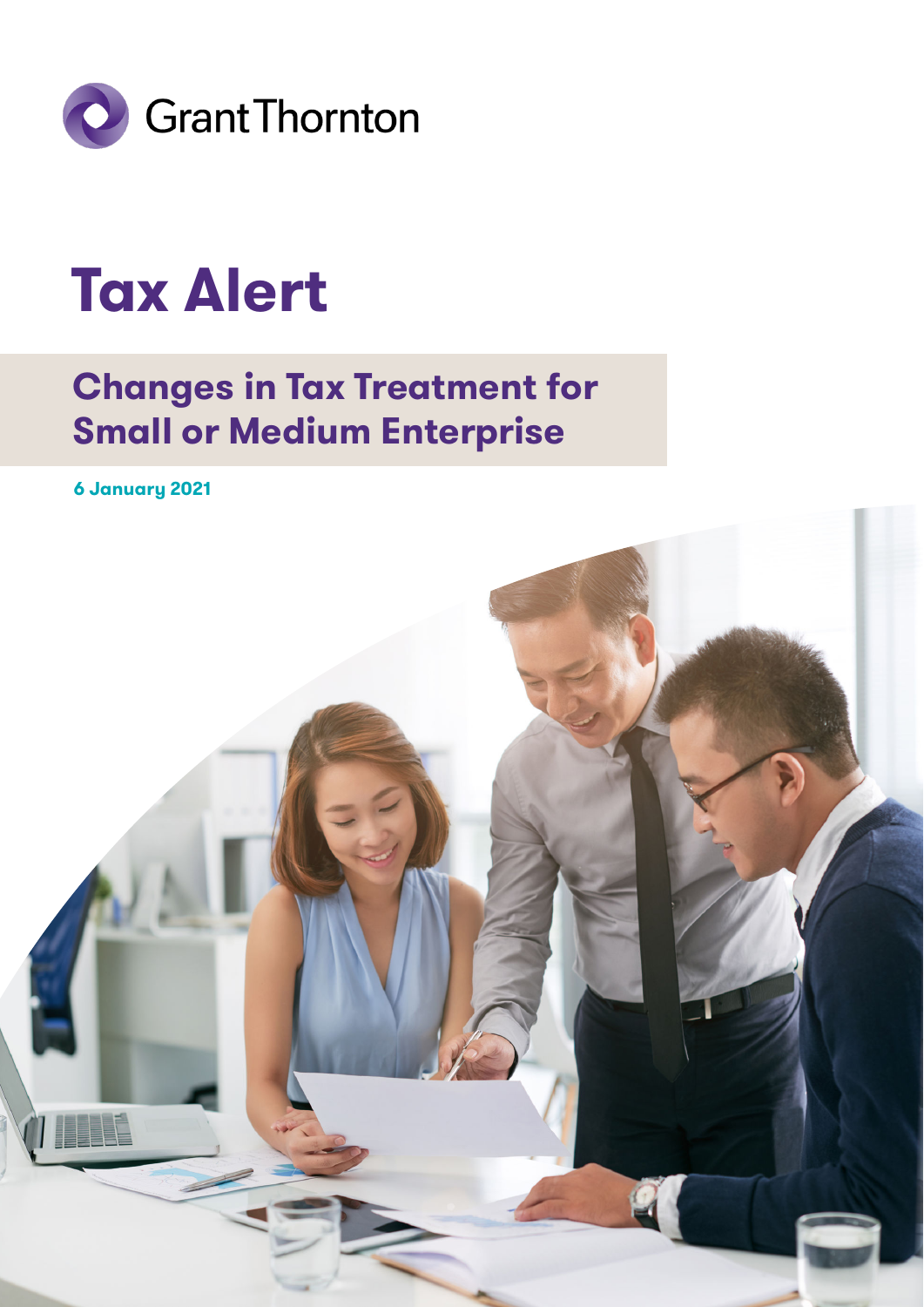Grant Thornton

# Tax Alert

## Changes in Tax Treatment for Small or Medium Enterprise

**6 January 2021**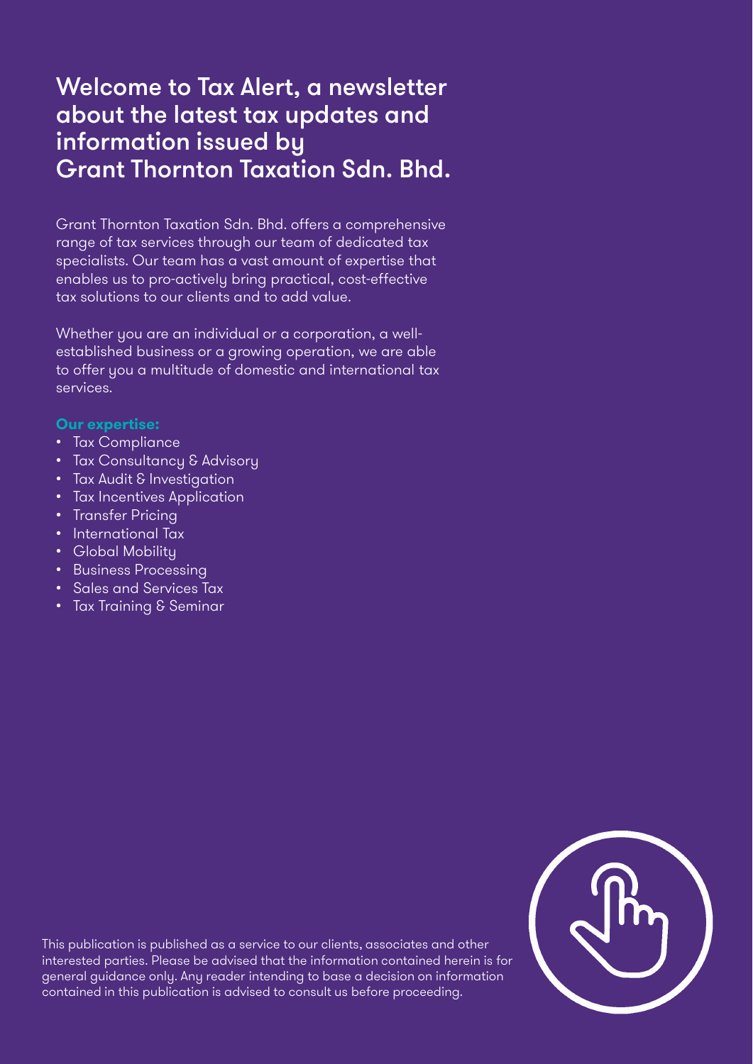# Welcome to Tax Alert, a newsletter about the latest tax updates and information issued by Grant Thornton Taxation Sdn. Bhd.

Grant Thornton Taxation Sdn. Bhd. offers a comprehensive range of tax services through our team of dedicated tax specialists. Our team has a vast amount of expertise that enables us to pro-actively bring practical, cost-effective tax solutions to our clients and to add value.

Whether you are an individual or a corporation, a well-established business or a growing operation, we are able to offer you a multitude of domestic and international tax services.

**Our expertise:**

- Tax Compliance
- Tax Consultancy & Advisory
- Tax Audit & Investigation
- Tax Incentives Application
- Transfer Pricing
- International Tax
- Global Mobility
- Business Processing
- Sales and Services Tax
- Tax Training & Seminar

This publication is published as a service to our clients, associates and other interested parties. Please be advised that the information contained herein is for general guidance only. Any reader intending to base a decision on information contained in this publication is advised to consult us before proceeding.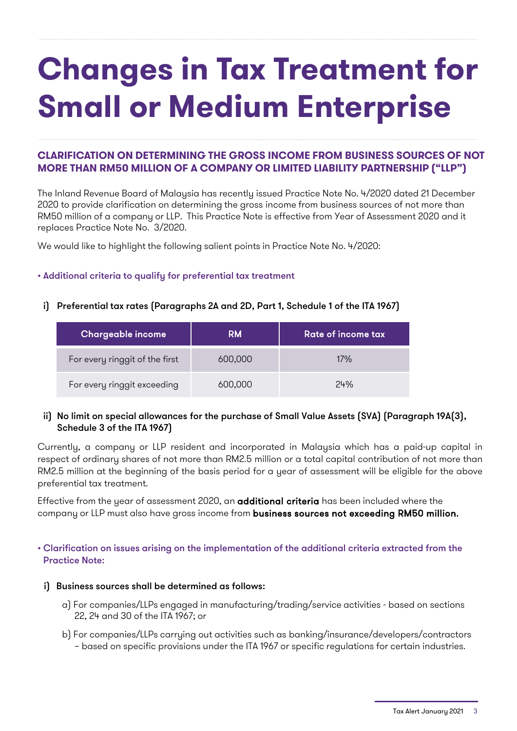# Changes in Tax Treatment for Small or Medium Enterprise

## CLARIFICATION ON DETERMINING THE GROSS INCOME FROM BUSINESS SOURCES OF NOT MORE THAN RM50 MILLION OF A COMPANY OR LIMITED LIABILITY PARTNERSHIP ("LLP")

The Inland Revenue Board of Malaysia has recently issued Practice Note No. 4/2020 dated 21 December 2020 to provide clarification on determining the gross income from business sources of not more than RM50 million of a company or LLP. This Practice Note is effective from Year of Assessment 2020 and it replaces Practice Note No. 3/2020.

We would like to highlight the following salient points in Practice Note No. 4/2020:

• Additional criteria to qualify for preferential tax treatment

i) **Preferential tax rates (Paragraphs 2A and 2D, Part 1, Schedule 1 of the ITA 1967)**

| Chargeable income | RM | Rate of income tax |
|---|---|---|
| For every ringgit of the first | 600,000 | 17% |
| For every ringgit exceeding | 600,000 | 24% |

ii) **No limit on special allowances for the purchase of Small Value Assets (SVA) (Paragraph 19A(3), Schedule 3 of the ITA 1967)**

Currently, a company or LLP resident and incorporated in Malaysia which has a paid-up capital in respect of ordinary shares of not more than RM2.5 million or a total capital contribution of not more than RM2.5 million at the beginning of the basis period for a year of assessment will be eligible for the above preferential tax treatment.

Effective from the year of assessment 2020, an **additional criteria** has been included where the company or LLP must also have gross income from **business sources not exceeding RM50 million.**

• Clarification on issues arising on the implementation of the additional criteria extracted from the Practice Note:

i) **Business sources shall be determined as follows:**

a) For companies/LLPs engaged in manufacturing/trading/service activities - based on sections 22, 24 and 30 of the ITA 1967; or

b) For companies/LLPs carrying out activities such as banking/insurance/developers/contractors – based on specific provisions under the ITA 1967 or specific regulations for certain industries.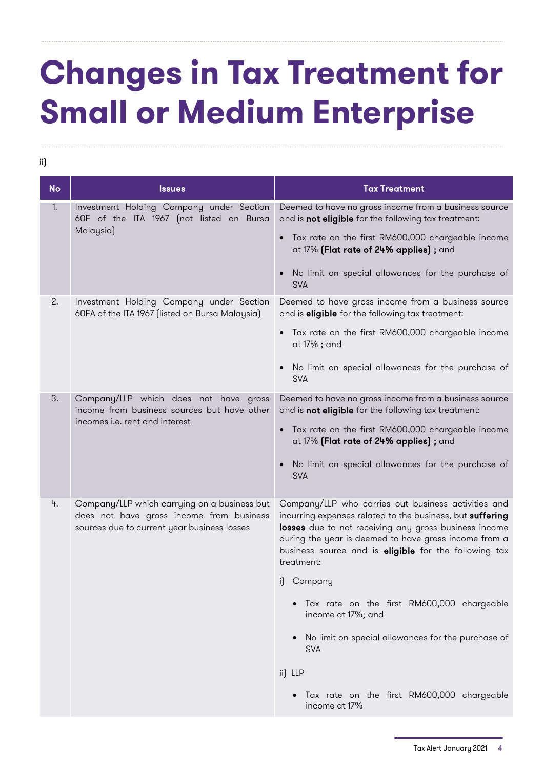# Changes in Tax Treatment for Small or Medium Enterprise

ii)

| No | Issues | Tax Treatment |
|---|---|---|
| 1. | Investment Holding Company under Section 60F of the ITA 1967 (not listed on Bursa Malaysia) | Deemed to have no gross income from a business source and is **not eligible** for the following tax treatment:<br>• Tax rate on the first RM600,000 chargeable income at 17% **(Flat rate of 24% applies) ;** and<br>• No limit on special allowances for the purchase of SVA |
| 2. | Investment Holding Company under Section 60FA of the ITA 1967 (listed on Bursa Malaysia) | Deemed to have gross income from a business source and is **eligible** for the following tax treatment:<br>• Tax rate on the first RM600,000 chargeable income at 17% **;** and<br>• No limit on special allowances for the purchase of SVA |
| 3. | Company/LLP which does not have gross income from business sources but have other incomes i.e. rent and interest | Deemed to have no gross income from a business source and is **not eligible** for the following tax treatment:<br>• Tax rate on the first RM600,000 chargeable income at 17% **(Flat rate of 24% applies) ;** and<br>• No limit on special allowances for the purchase of SVA |
| 4. | Company/LLP which carrying on a business but does not have gross income from business sources due to current year business losses | Company/LLP who carries out business activities and incurring expenses related to the business, but **suffering losses** due to not receiving any gross business income during the year is deemed to have gross income from a business source and is **eligible** for the following tax treatment:<br>i) Company<br>• Tax rate on the first RM600,000 chargeable income at 17%**;** and<br>• No limit on special allowances for the purchase of SVA<br>ii) LLP<br>• Tax rate on the first RM600,000 chargeable income at 17% |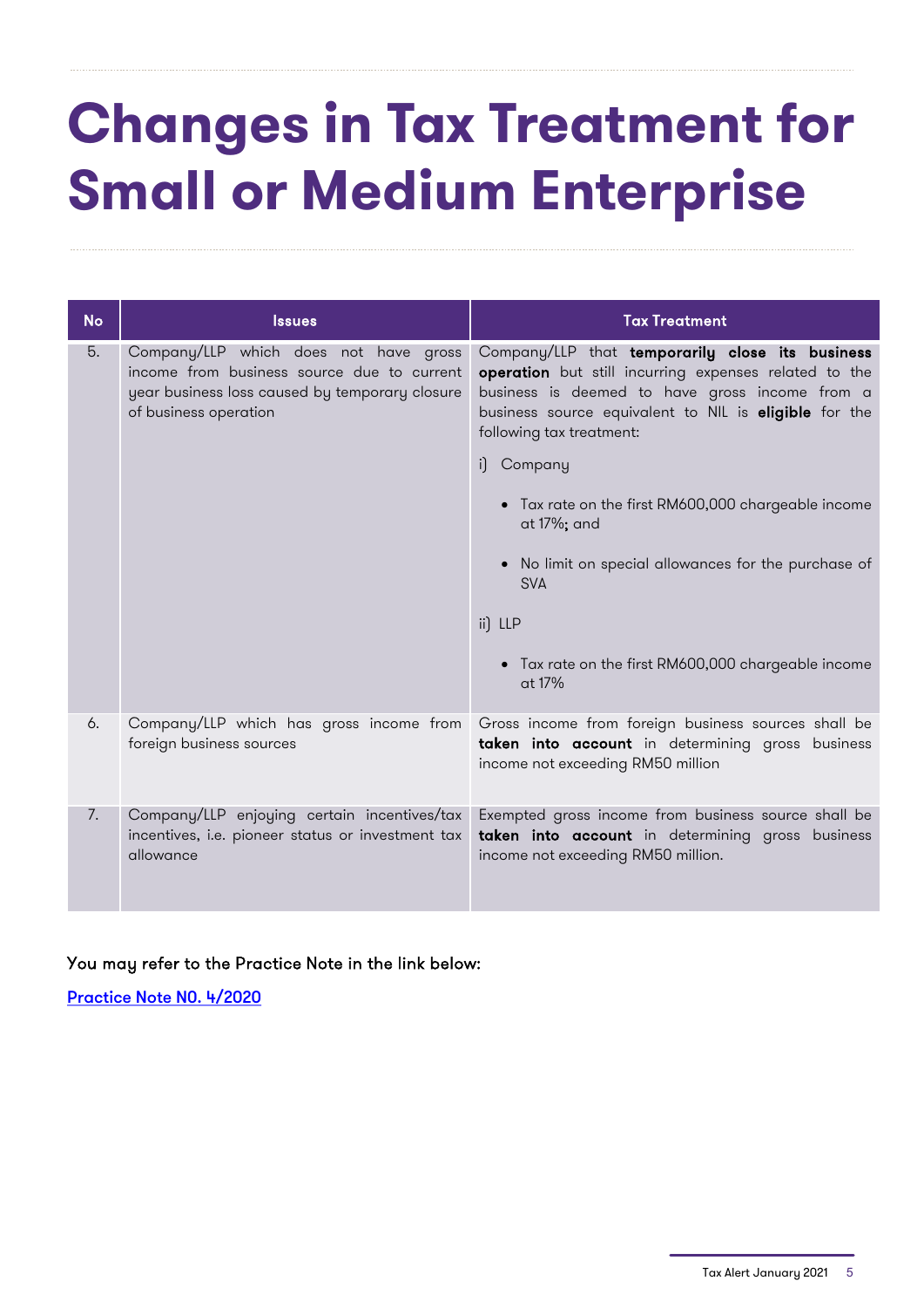# Changes in Tax Treatment for Small or Medium Enterprise

| No | Issues | Tax Treatment |
|---|---|---|
| 5. | Company/LLP which does not have gross income from business source due to current year business loss caused by temporary closure of business operation | Company/LLP that **temporarily close its business operation** but still incurring expenses related to the business is deemed to have gross income from a business source equivalent to NIL is **eligible** for the following tax treatment:<br><br>i) Company<br>• Tax rate on the first RM600,000 chargeable income at 17%; and<br>• No limit on special allowances for the purchase of SVA<br><br>ii) LLP<br>• Tax rate on the first RM600,000 chargeable income at 17% |
| 6. | Company/LLP which has gross income from foreign business sources | Gross income from foreign business sources shall be **taken into account** in determining gross business income not exceeding RM50 million |
| 7. | Company/LLP enjoying certain incentives/tax incentives, i.e. pioneer status or investment tax allowance | Exempted gross income from business source shall be **taken into account** in determining gross business income not exceeding RM50 million. |

You may refer to the Practice Note in the link below:

[Practice Note N0. 4/2020]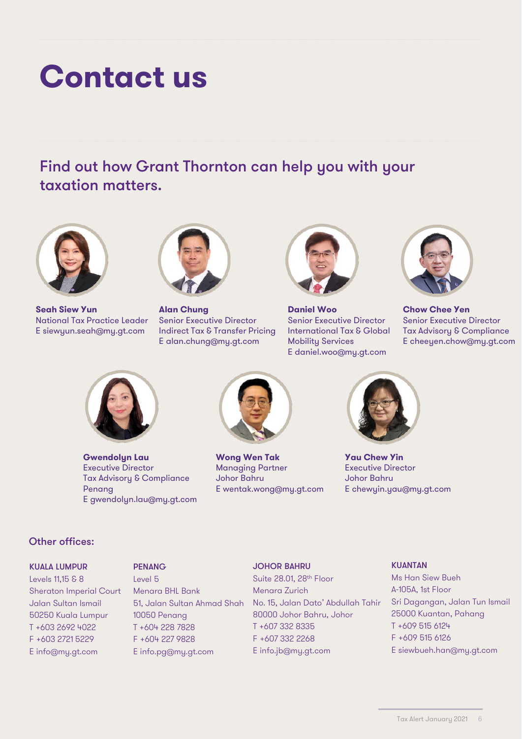# Contact us

## Find out how Grant Thornton can help you with your taxation matters.

**Seah Siew Yun**
National Tax Practice Leader
E siewyun.seah@my.gt.com

**Alan Chung**
Senior Executive Director
Indirect Tax & Transfer Pricing
E alan.chung@my.gt.com

**Daniel Woo**
Senior Executive Director
International Tax & Global Mobility Services
E daniel.woo@my.gt.com

**Chow Chee Yen**
Senior Executive Director
Tax Advisory & Compliance
E cheeyen.chow@my.gt.com

**Gwendolyn Lau**
Executive Director
Tax Advisory & Compliance
Penang
E gwendolyn.lau@my.gt.com

**Wong Wen Tak**
Managing Partner
Johor Bahru
E wentak.wong@my.gt.com

**Yau Chew Yin**
Executive Director
Johor Bahru
E chewyin.yau@my.gt.com

### Other offices:

**KUALA LUMPUR**
Levels 11,15 & 8
Sheraton Imperial Court
Jalan Sultan Ismail
50250 Kuala Lumpur
T +603 2692 4022
F +603 2721 5229
E info@my.gt.com

**PENANG**
Level 5
Menara BHL Bank
51, Jalan Sultan Ahmad Shah
10050 Penang
T +604 228 7828
F +604 227 9828
E info.pg@my.gt.com

**JOHOR BAHRU**
Suite 28.01, 28th Floor
Menara Zurich
No. 15, Jalan Dato' Abdullah Tahir
80000 Johor Bahru, Johor
T +607 332 8335
F +607 332 2268
E info.jb@my.gt.com

**KUANTAN**
Ms Han Siew Bueh
A-105A, 1st Floor
Sri Dagangan, Jalan Tun Ismail
25000 Kuantan, Pahang
T +609 515 6124
F +609 515 6126
E siewbueh.han@my.gt.com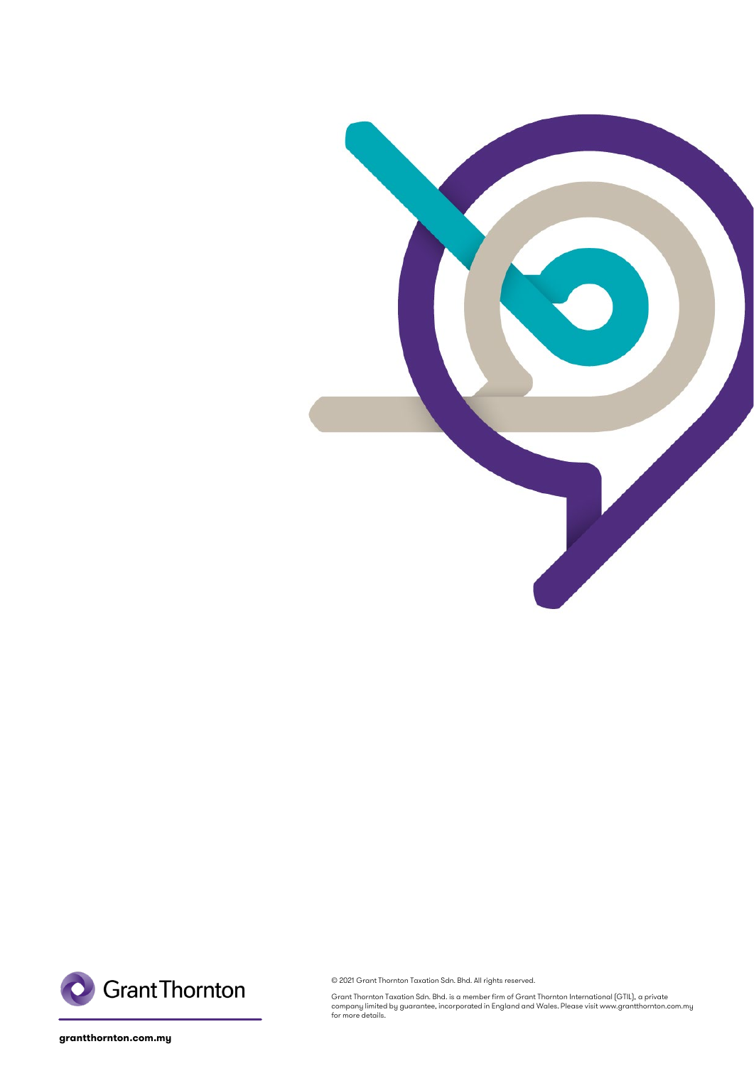Grant Thornton

grantthornton.com.my

© 2021 Grant Thornton Taxation Sdn. Bhd. All rights reserved.

Grant Thornton Taxation Sdn. Bhd. is a member firm of Grant Thornton International (GTIL), a private company limited by guarantee, incorporated in England and Wales. Please visit www.grantthornton.com.my for more details.